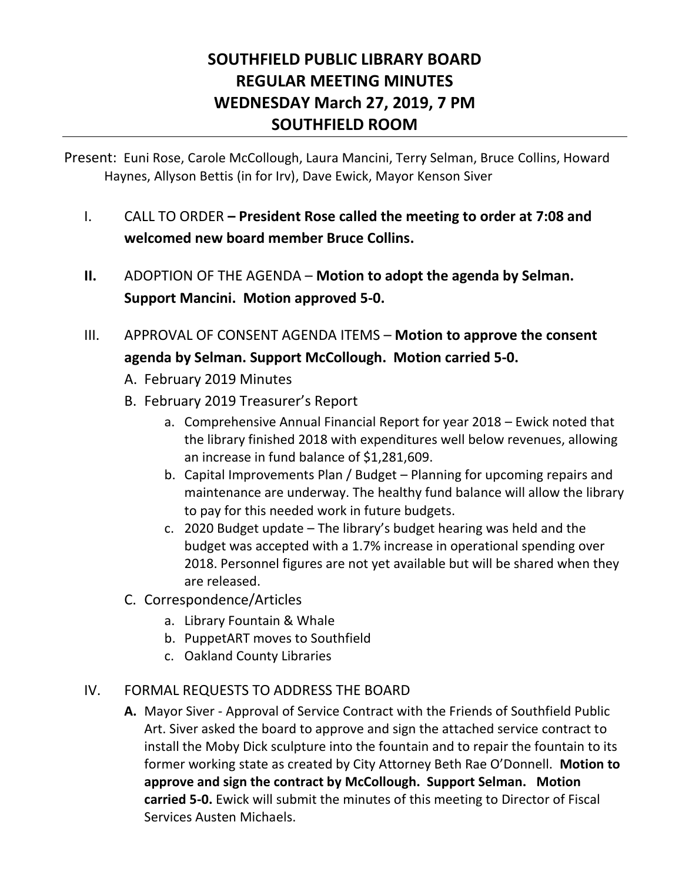# SOUTHFIELD PUBLIC LIBRARY BOARD
# REGULAR MEETING MINUTES
# WEDNESDAY March 27, 2019, 7 PM
# SOUTHFIELD ROOM

Present: Euni Rose, Carole McCollough, Laura Mancini, Terry Selman, Bruce Collins, Howard Haynes, Allyson Bettis (in for Irv), Dave Ewick, Mayor Kenson Siver

I. CALL TO ORDER **– President Rose called the meeting to order at 7:08 and welcomed new board member Bruce Collins.**

**II.** ADOPTION OF THE AGENDA – **Motion to adopt the agenda by Selman. Support Mancini. Motion approved 5-0.**

III. APPROVAL OF CONSENT AGENDA ITEMS – **Motion to approve the consent agenda by Selman. Support McCollough. Motion carried 5-0.**

A. February 2019 Minutes

B. February 2019 Treasurer's Report

   a. Comprehensive Annual Financial Report for year 2018 – Ewick noted that the library finished 2018 with expenditures well below revenues, allowing an increase in fund balance of $1,281,609.

   b. Capital Improvements Plan / Budget – Planning for upcoming repairs and maintenance are underway. The healthy fund balance will allow the library to pay for this needed work in future budgets.

   c. 2020 Budget update – The library's budget hearing was held and the budget was accepted with a 1.7% increase in operational spending over 2018. Personnel figures are not yet available but will be shared when they are released.

C. Correspondence/Articles

   a. Library Fountain & Whale

   b. PuppetART moves to Southfield

   c. Oakland County Libraries

IV. FORMAL REQUESTS TO ADDRESS THE BOARD

**A.** Mayor Siver - Approval of Service Contract with the Friends of Southfield Public Art. Siver asked the board to approve and sign the attached service contract to install the Moby Dick sculpture into the fountain and to repair the fountain to its former working state as created by City Attorney Beth Rae O'Donnell. **Motion to approve and sign the contract by McCollough. Support Selman. Motion carried 5-0.** Ewick will submit the minutes of this meeting to Director of Fiscal Services Austen Michaels.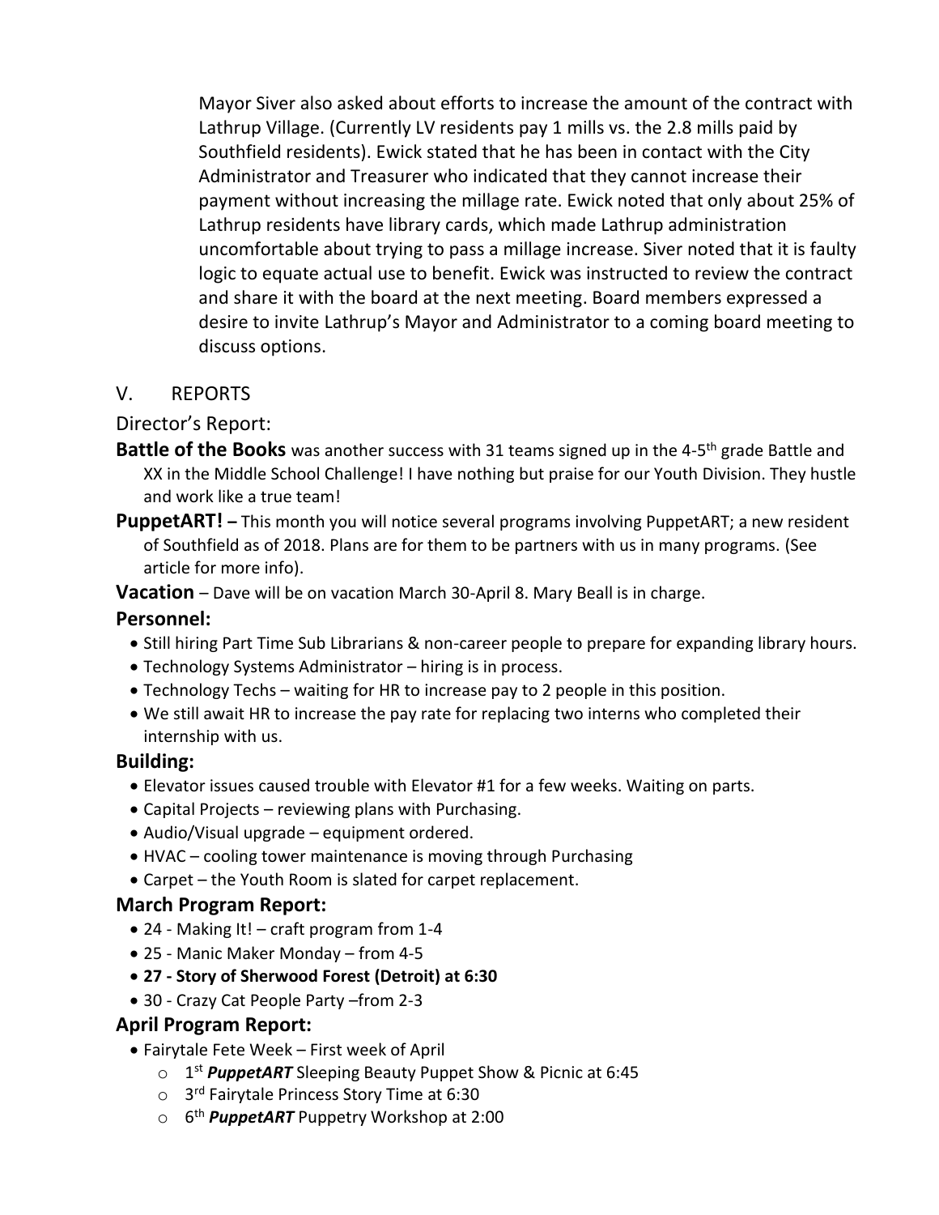Mayor Siver also asked about efforts to increase the amount of the contract with Lathrup Village. (Currently LV residents pay 1 mills vs. the 2.8 mills paid by Southfield residents). Ewick stated that he has been in contact with the City Administrator and Treasurer who indicated that they cannot increase their payment without increasing the millage rate. Ewick noted that only about 25% of Lathrup residents have library cards, which made Lathrup administration uncomfortable about trying to pass a millage increase. Siver noted that it is faulty logic to equate actual use to benefit. Ewick was instructed to review the contract and share it with the board at the next meeting. Board members expressed a desire to invite Lathrup's Mayor and Administrator to a coming board meeting to discuss options.

## V. REPORTS

Director's Report:

**Battle of the Books** was another success with 31 teams signed up in the 4-5th grade Battle and XX in the Middle School Challenge! I have nothing but praise for our Youth Division. They hustle and work like a true team!

**PuppetART! –** This month you will notice several programs involving PuppetART; a new resident of Southfield as of 2018. Plans are for them to be partners with us in many programs. (See article for more info).

**Vacation** – Dave will be on vacation March 30-April 8. Mary Beall is in charge.

### Personnel:

- Still hiring Part Time Sub Librarians & non-career people to prepare for expanding library hours.
- Technology Systems Administrator – hiring is in process.
- Technology Techs – waiting for HR to increase pay to 2 people in this position.
- We still await HR to increase the pay rate for replacing two interns who completed their internship with us.

### Building:

- Elevator issues caused trouble with Elevator #1 for a few weeks. Waiting on parts.
- Capital Projects – reviewing plans with Purchasing.
- Audio/Visual upgrade – equipment ordered.
- HVAC – cooling tower maintenance is moving through Purchasing
- Carpet – the Youth Room is slated for carpet replacement.

### March Program Report:

- 24 - Making It! – craft program from 1-4
- 25 - Manic Maker Monday – from 4-5
- **27 - Story of Sherwood Forest (Detroit) at 6:30**
- 30 - Crazy Cat People Party –from 2-3

### April Program Report:

- Fairytale Fete Week – First week of April
  - 1st ***PuppetART*** Sleeping Beauty Puppet Show & Picnic at 6:45
  - 3rd Fairytale Princess Story Time at 6:30
  - 6th ***PuppetART*** Puppetry Workshop at 2:00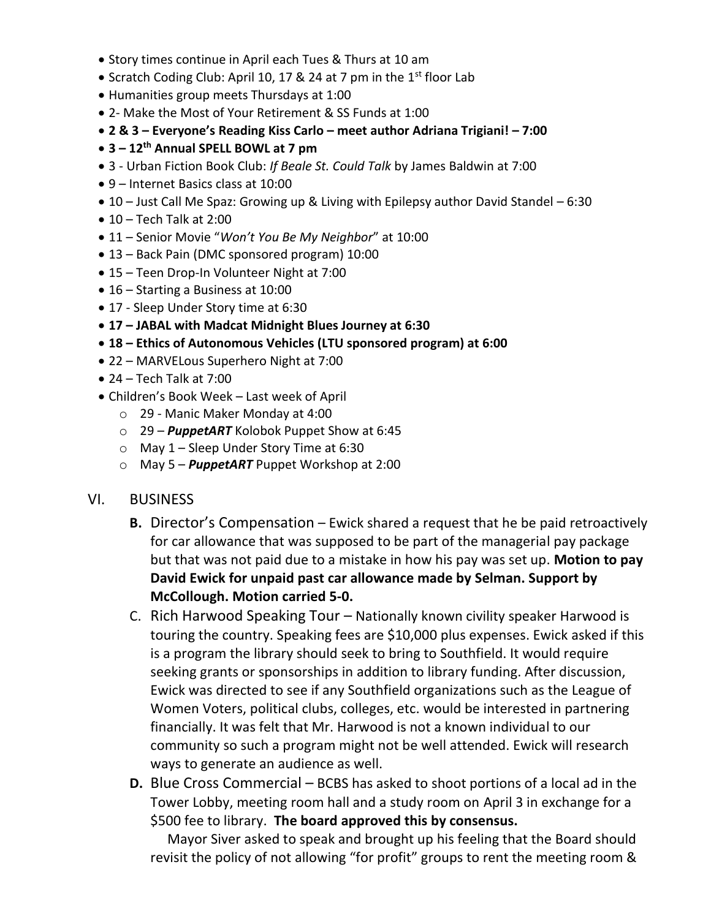- Story times continue in April each Tues & Thurs at 10 am
- Scratch Coding Club: April 10, 17 & 24 at 7 pm in the 1st floor Lab
- Humanities group meets Thursdays at 1:00
- 2- Make the Most of Your Retirement & SS Funds at 1:00
- **2 & 3 – Everyone's Reading Kiss Carlo – meet author Adriana Trigiani! – 7:00**
- **3 – 12th Annual SPELL BOWL at 7 pm**
- 3 - Urban Fiction Book Club: *If Beale St. Could Talk* by James Baldwin at 7:00
- 9 – Internet Basics class at 10:00
- 10 – Just Call Me Spaz: Growing up & Living with Epilepsy author David Standel – 6:30
- 10 – Tech Talk at 2:00
- 11 – Senior Movie "*Won't You Be My Neighbor*" at 10:00
- 13 – Back Pain (DMC sponsored program) 10:00
- 15 – Teen Drop-In Volunteer Night at 7:00
- 16 – Starting a Business at 10:00
- 17 - Sleep Under Story time at 6:30
- **17 – JABAL with Madcat Midnight Blues Journey at 6:30**
- **18 – Ethics of Autonomous Vehicles (LTU sponsored program) at 6:00**
- 22 – MARVELous Superhero Night at 7:00
- 24 – Tech Talk at 7:00
- Children's Book Week – Last week of April
  - 29 - Manic Maker Monday at 4:00
  - 29 – ***PuppetART*** Kolobok Puppet Show at 6:45
  - May 1 – Sleep Under Story Time at 6:30
  - May 5 – ***PuppetART*** Puppet Workshop at 2:00

## VI. BUSINESS

**B.** Director's Compensation – Ewick shared a request that he be paid retroactively for car allowance that was supposed to be part of the managerial pay package but that was not paid due to a mistake in how his pay was set up. **Motion to pay David Ewick for unpaid past car allowance made by Selman. Support by McCollough. Motion carried 5-0.**

C. Rich Harwood Speaking Tour – Nationally known civility speaker Harwood is touring the country. Speaking fees are $10,000 plus expenses. Ewick asked if this is a program the library should seek to bring to Southfield. It would require seeking grants or sponsorships in addition to library funding. After discussion, Ewick was directed to see if any Southfield organizations such as the League of Women Voters, political clubs, colleges, etc. would be interested in partnering financially. It was felt that Mr. Harwood is not a known individual to our community so such a program might not be well attended. Ewick will research ways to generate an audience as well.

**D.** Blue Cross Commercial – BCBS has asked to shoot portions of a local ad in the Tower Lobby, meeting room hall and a study room on April 3 in exchange for a $500 fee to library. **The board approved this by consensus.**

Mayor Siver asked to speak and brought up his feeling that the Board should revisit the policy of not allowing "for profit" groups to rent the meeting room &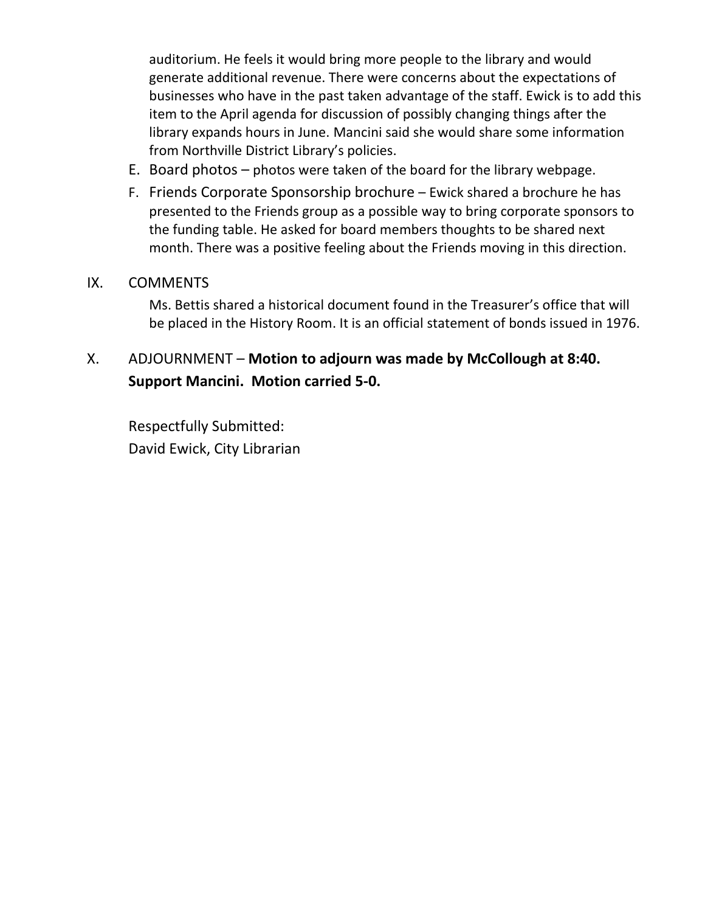auditorium. He feels it would bring more people to the library and would generate additional revenue. There were concerns about the expectations of businesses who have in the past taken advantage of the staff. Ewick is to add this item to the April agenda for discussion of possibly changing things after the library expands hours in June. Mancini said she would share some information from Northville District Library's policies.

E. Board photos – photos were taken of the board for the library webpage.

F. Friends Corporate Sponsorship brochure – Ewick shared a brochure he has presented to the Friends group as a possible way to bring corporate sponsors to the funding table. He asked for board members thoughts to be shared next month. There was a positive feeling about the Friends moving in this direction.

IX. COMMENTS

Ms. Bettis shared a historical document found in the Treasurer's office that will be placed in the History Room. It is an official statement of bonds issued in 1976.

X. ADJOURNMENT – **Motion to adjourn was made by McCollough at 8:40. Support Mancini. Motion carried 5-0.**

Respectfully Submitted:
David Ewick, City Librarian